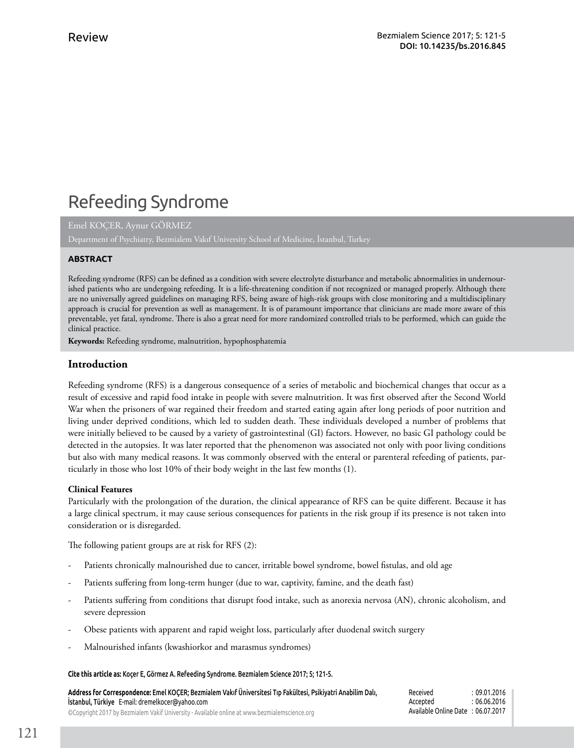Review

# Refeeding Syndrome

Emel KOÇER, Aynur GÖRMEZ

Department of Psychiatry, Bezmialem Vakıf University School of Medicine, İstanbul, Turkey

**ABSTRACT**

Refeeding syndrome (RFS) can be defined as a condition with severe electrolyte disturbance and metabolic abnormalities in undernourished patients who are undergoing refeeding. It is a life-threatening condition if not recognized or managed properly. Although there are no universally agreed guidelines on managing RFS, being aware of high-risk groups with close monitoring and a multidisciplinary approach is crucial for prevention as well as management. It is of paramount importance that clinicians are made more aware of this preventable, yet fatal, syndrome. There is also a great need for more randomized controlled trials to be performed, which can guide the clinical practice.

**Keywords:** Refeeding syndrome, malnutrition, hypophosphatemia

## Introduction

Refeeding syndrome (RFS) is a dangerous consequence of a series of metabolic and biochemical changes that occur as a result of excessive and rapid food intake in people with severe malnutrition. It was first observed after the Second World War when the prisoners of war regained their freedom and started eating again after long periods of poor nutrition and living under deprived conditions, which led to sudden death. These individuals developed a number of problems that were initially believed to be caused by a variety of gastrointestinal (GI) factors. However, no basic GI pathology could be detected in the autopsies. It was later reported that the phenomenon was associated not only with poor living conditions but also with many medical reasons. It was commonly observed with the enteral or parenteral refeeding of patients, particularly in those who lost 10% of their body weight in the last few months (1).

### Clinical Features

Particularly with the prolongation of the duration, the clinical appearance of RFS can be quite different. Because it has a large clinical spectrum, it may cause serious consequences for patients in the risk group if its presence is not taken into consideration or is disregarded.

The following patient groups are at risk for RFS (2):

- Patients chronically malnourished due to cancer, irritable bowel syndrome, bowel fistulas, and old age
- Patients suffering from long-term hunger (due to war, captivity, famine, and the death fast)
- Patients suffering from conditions that disrupt food intake, such as anorexia nervosa (AN), chronic alcoholism, and severe depression
- Obese patients with apparent and rapid weight loss, particularly after duodenal switch surgery
- Malnourished infants (kwashiorkor and marasmus syndromes)

**Cite this article as:** Koçer E, Görmez A. Refeeding Syndrome. Bezmialem Science 2017; 5; 121-5.

**Address for Correspondence:** Emel KOÇER; Bezmialem Vakıf Üniversitesi Tıp Fakültesi, Psikiyatri Anabilim Dalı, İstanbul, Türkiye E-mail: dremelkocer@yahoo.com

©Copyright 2017 by Bezmialem Vakif University - Available online at www.bezmialemscience.org

Received : 09.01.2016
Accepted : 06.06.2016
Available Online Date : 06.07.2017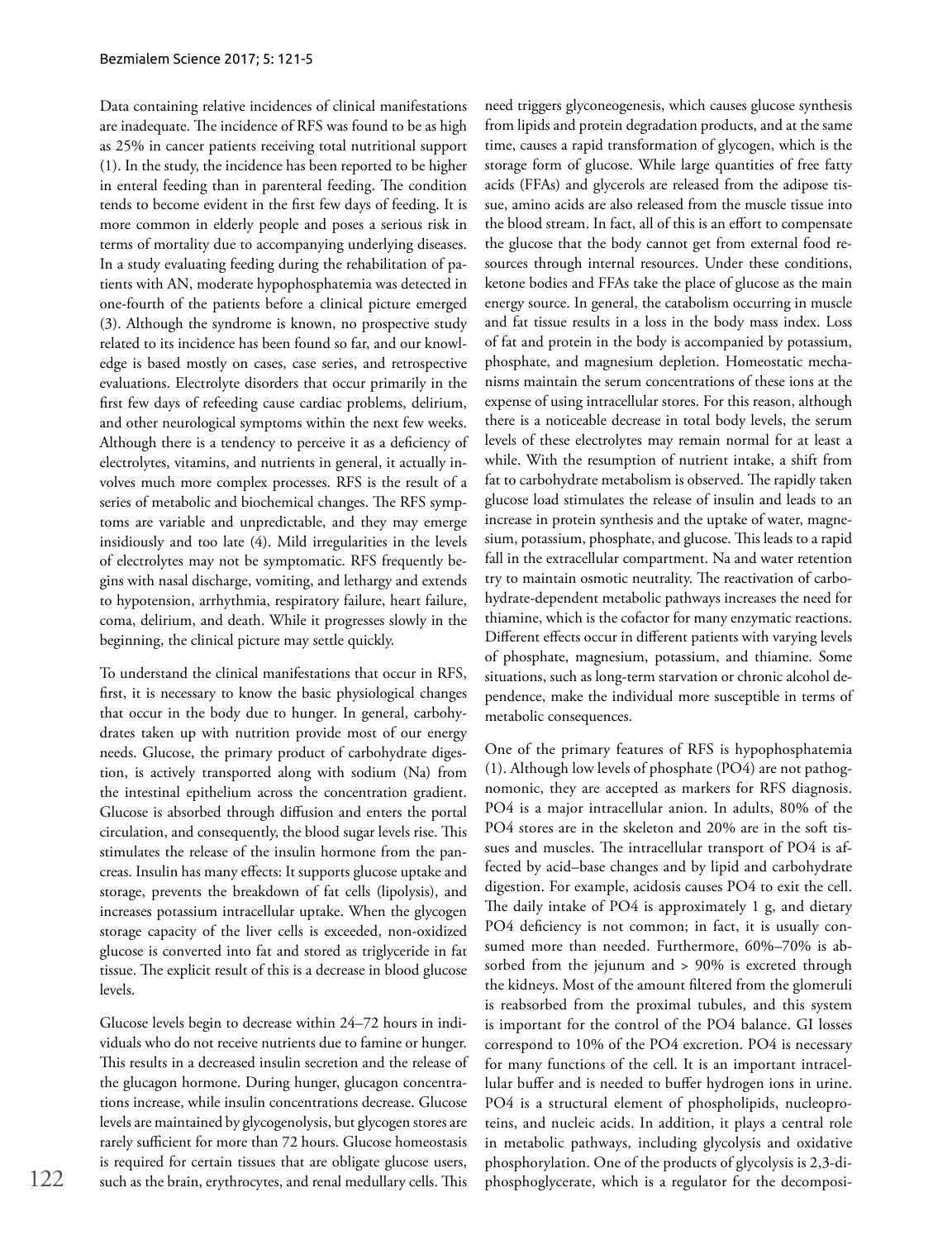Data containing relative incidences of clinical manifestations are inadequate. The incidence of RFS was found to be as high as 25% in cancer patients receiving total nutritional support (1). In the study, the incidence has been reported to be higher in enteral feeding than in parenteral feeding. The condition tends to become evident in the first few days of feeding. It is more common in elderly people and poses a serious risk in terms of mortality due to accompanying underlying diseases. In a study evaluating feeding during the rehabilitation of patients with AN, moderate hypophosphatemia was detected in one-fourth of the patients before a clinical picture emerged (3). Although the syndrome is known, no prospective study related to its incidence has been found so far, and our knowledge is based mostly on cases, case series, and retrospective evaluations. Electrolyte disorders that occur primarily in the first few days of refeeding cause cardiac problems, delirium, and other neurological symptoms within the next few weeks. Although there is a tendency to perceive it as a deficiency of electrolytes, vitamins, and nutrients in general, it actually involves much more complex processes. RFS is the result of a series of metabolic and biochemical changes. The RFS symptoms are variable and unpredictable, and they may emerge insidiously and too late (4). Mild irregularities in the levels of electrolytes may not be symptomatic. RFS frequently begins with nasal discharge, vomiting, and lethargy and extends to hypotension, arrhythmia, respiratory failure, heart failure, coma, delirium, and death. While it progresses slowly in the beginning, the clinical picture may settle quickly.

To understand the clinical manifestations that occur in RFS, first, it is necessary to know the basic physiological changes that occur in the body due to hunger. In general, carbohydrates taken up with nutrition provide most of our energy needs. Glucose, the primary product of carbohydrate digestion, is actively transported along with sodium (Na) from the intestinal epithelium across the concentration gradient. Glucose is absorbed through diffusion and enters the portal circulation, and consequently, the blood sugar levels rise. This stimulates the release of the insulin hormone from the pancreas. Insulin has many effects: It supports glucose uptake and storage, prevents the breakdown of fat cells (lipolysis), and increases potassium intracellular uptake. When the glycogen storage capacity of the liver cells is exceeded, non-oxidized glucose is converted into fat and stored as triglyceride in fat tissue. The explicit result of this is a decrease in blood glucose levels.

Glucose levels begin to decrease within 24–72 hours in individuals who do not receive nutrients due to famine or hunger. This results in a decreased insulin secretion and the release of the glucagon hormone. During hunger, glucagon concentrations increase, while insulin concentrations decrease. Glucose levels are maintained by glycogenolysis, but glycogen stores are rarely sufficient for more than 72 hours. Glucose homeostasis is required for certain tissues that are obligate glucose users, such as the brain, erythrocytes, and renal medullary cells. This need triggers glyconeogenesis, which causes glucose synthesis from lipids and protein degradation products, and at the same time, causes a rapid transformation of glycogen, which is the storage form of glucose. While large quantities of free fatty acids (FFAs) and glycerols are released from the adipose tissue, amino acids are also released from the muscle tissue into the blood stream. In fact, all of this is an effort to compensate the glucose that the body cannot get from external food resources through internal resources. Under these conditions, ketone bodies and FFAs take the place of glucose as the main energy source. In general, the catabolism occurring in muscle and fat tissue results in a loss in the body mass index. Loss of fat and protein in the body is accompanied by potassium, phosphate, and magnesium depletion. Homeostatic mechanisms maintain the serum concentrations of these ions at the expense of using intracellular stores. For this reason, although there is a noticeable decrease in total body levels, the serum levels of these electrolytes may remain normal for at least a while. With the resumption of nutrient intake, a shift from fat to carbohydrate metabolism is observed. The rapidly taken glucose load stimulates the release of insulin and leads to an increase in protein synthesis and the uptake of water, magnesium, potassium, phosphate, and glucose. This leads to a rapid fall in the extracellular compartment. Na and water retention try to maintain osmotic neutrality. The reactivation of carbohydrate-dependent metabolic pathways increases the need for thiamine, which is the cofactor for many enzymatic reactions. Different effects occur in different patients with varying levels of phosphate, magnesium, potassium, and thiamine. Some situations, such as long-term starvation or chronic alcohol dependence, make the individual more susceptible in terms of metabolic consequences.

One of the primary features of RFS is hypophosphatemia (1). Although low levels of phosphate (PO4) are not pathognomonic, they are accepted as markers for RFS diagnosis. PO4 is a major intracellular anion. In adults, 80% of the PO4 stores are in the skeleton and 20% are in the soft tissues and muscles. The intracellular transport of PO4 is affected by acid–base changes and by lipid and carbohydrate digestion. For example, acidosis causes PO4 to exit the cell. The daily intake of PO4 is approximately 1 g, and dietary PO4 deficiency is not common; in fact, it is usually consumed more than needed. Furthermore, 60%–70% is absorbed from the jejunum and > 90% is excreted through the kidneys. Most of the amount filtered from the glomeruli is reabsorbed from the proximal tubules, and this system is important for the control of the PO4 balance. GI losses correspond to 10% of the PO4 excretion. PO4 is necessary for many functions of the cell. It is an important intracellular buffer and is needed to buffer hydrogen ions in urine. PO4 is a structural element of phospholipids, nucleoproteins, and nucleic acids. In addition, it plays a central role in metabolic pathways, including glycolysis and oxidative phosphorylation. One of the products of glycolysis is 2,3-diphosphoglycerate, which is a regulator for the decomposi-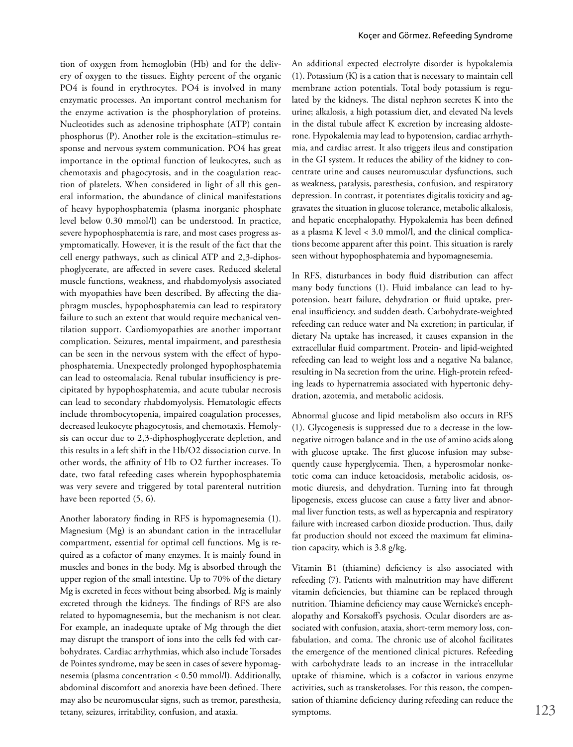tion of oxygen from hemoglobin (Hb) and for the delivery of oxygen to the tissues. Eighty percent of the organic PO4 is found in erythrocytes. PO4 is involved in many enzymatic processes. An important control mechanism for the enzyme activation is the phosphorylation of proteins. Nucleotides such as adenosine triphosphate (ATP) contain phosphorus (P). Another role is the excitation–stimulus response and nervous system communication. PO4 has great importance in the optimal function of leukocytes, such as chemotaxis and phagocytosis, and in the coagulation reaction of platelets. When considered in light of all this general information, the abundance of clinical manifestations of heavy hypophosphatemia (plasma inorganic phosphate level below 0.30 mmol/l) can be understood. In practice, severe hypophosphatemia is rare, and most cases progress asymptomatically. However, it is the result of the fact that the cell energy pathways, such as clinical ATP and 2,3-diphosphoglycerate, are affected in severe cases. Reduced skeletal muscle functions, weakness, and rhabdomyolysis associated with myopathies have been described. By affecting the diaphragm muscles, hypophosphatemia can lead to respiratory failure to such an extent that would require mechanical ventilation support. Cardiomyopathies are another important complication. Seizures, mental impairment, and paresthesia can be seen in the nervous system with the effect of hypophosphatemia. Unexpectedly prolonged hypophosphatemia can lead to osteomalacia. Renal tubular insufficiency is precipitated by hypophosphatemia, and acute tubular necrosis can lead to secondary rhabdomyolysis. Hematologic effects include thrombocytopenia, impaired coagulation processes, decreased leukocyte phagocytosis, and chemotaxis. Hemolysis can occur due to 2,3-diphosphoglycerate depletion, and this results in a left shift in the Hb/O2 dissociation curve. In other words, the affinity of Hb to O2 further increases. To date, two fatal refeeding cases wherein hypophosphatemia was very severe and triggered by total parenteral nutrition have been reported (5, 6).

Another laboratory finding in RFS is hypomagnesemia (1). Magnesium (Mg) is an abundant cation in the intracellular compartment, essential for optimal cell functions. Mg is required as a cofactor of many enzymes. It is mainly found in muscles and bones in the body. Mg is absorbed through the upper region of the small intestine. Up to 70% of the dietary Mg is excreted in feces without being absorbed. Mg is mainly excreted through the kidneys. The findings of RFS are also related to hypomagnesemia, but the mechanism is not clear. For example, an inadequate uptake of Mg through the diet may disrupt the transport of ions into the cells fed with carbohydrates. Cardiac arrhythmias, which also include Torsades de Pointes syndrome, may be seen in cases of severe hypomagnesemia (plasma concentration < 0.50 mmol/l). Additionally, abdominal discomfort and anorexia have been defined. There may also be neuromuscular signs, such as tremor, paresthesia, tetany, seizures, irritability, confusion, and ataxia.

An additional expected electrolyte disorder is hypokalemia (1). Potassium (K) is a cation that is necessary to maintain cell membrane action potentials. Total body potassium is regulated by the kidneys. The distal nephron secretes K into the urine; alkalosis, a high potassium diet, and elevated Na levels in the distal tubule affect K excretion by increasing aldosterone. Hypokalemia may lead to hypotension, cardiac arrhythmia, and cardiac arrest. It also triggers ileus and constipation in the GI system. It reduces the ability of the kidney to concentrate urine and causes neuromuscular dysfunctions, such as weakness, paralysis, paresthesia, confusion, and respiratory depression. In contrast, it potentiates digitalis toxicity and aggravates the situation in glucose tolerance, metabolic alkalosis, and hepatic encephalopathy. Hypokalemia has been defined as a plasma K level < 3.0 mmol/l, and the clinical complications become apparent after this point. This situation is rarely seen without hypophosphatemia and hypomagnesemia.

In RFS, disturbances in body fluid distribution can affect many body functions (1). Fluid imbalance can lead to hypotension, heart failure, dehydration or fluid uptake, prerenal insufficiency, and sudden death. Carbohydrate-weighted refeeding can reduce water and Na excretion; in particular, if dietary Na uptake has increased, it causes expansion in the extracellular fluid compartment. Protein- and lipid-weighted refeeding can lead to weight loss and a negative Na balance, resulting in Na secretion from the urine. High-protein refeeding leads to hypernatremia associated with hypertonic dehydration, azotemia, and metabolic acidosis.

Abnormal glucose and lipid metabolism also occurs in RFS (1). Glycogenesis is suppressed due to a decrease in the low-negative nitrogen balance and in the use of amino acids along with glucose uptake. The first glucose infusion may subsequently cause hyperglycemia. Then, a hyperosmolar nonketotic coma can induce ketoacidosis, metabolic acidosis, osmotic diuresis, and dehydration. Turning into fat through lipogenesis, excess glucose can cause a fatty liver and abnormal liver function tests, as well as hypercapnia and respiratory failure with increased carbon dioxide production. Thus, daily fat production should not exceed the maximum fat elimination capacity, which is 3.8 g/kg.

Vitamin B1 (thiamine) deficiency is also associated with refeeding (7). Patients with malnutrition may have different vitamin deficiencies, but thiamine can be replaced through nutrition. Thiamine deficiency may cause Wernicke's encephalopathy and Korsakoff's psychosis. Ocular disorders are associated with confusion, ataxia, short-term memory loss, confabulation, and coma. The chronic use of alcohol facilitates the emergence of the mentioned clinical pictures. Refeeding with carbohydrate leads to an increase in the intracellular uptake of thiamine, which is a cofactor in various enzyme activities, such as transketolases. For this reason, the compensation of thiamine deficiency during refeeding can reduce the symptoms.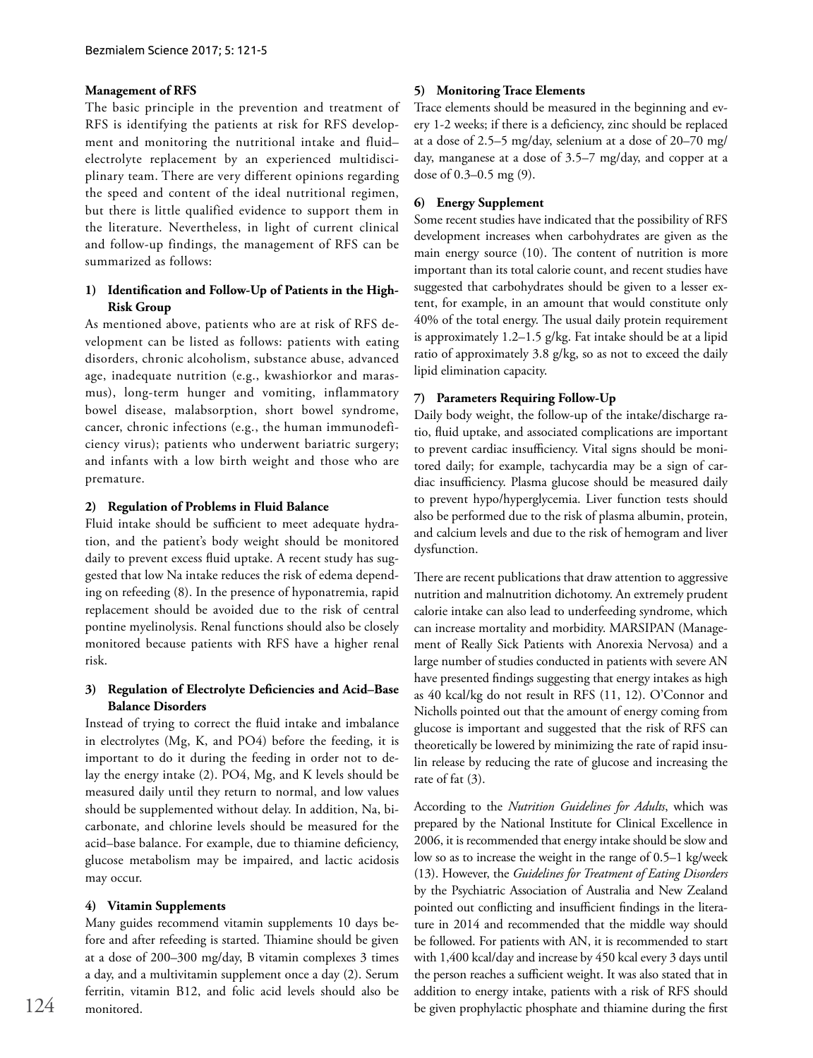### Management of RFS

The basic principle in the prevention and treatment of RFS is identifying the patients at risk for RFS development and monitoring the nutritional intake and fluid–electrolyte replacement by an experienced multidisciplinary team. There are very different opinions regarding the speed and content of the ideal nutritional regimen, but there is little qualified evidence to support them in the literature. Nevertheless, in light of current clinical and follow-up findings, the management of RFS can be summarized as follows:

#### 1) Identification and Follow-Up of Patients in the High-Risk Group

As mentioned above, patients who are at risk of RFS development can be listed as follows: patients with eating disorders, chronic alcoholism, substance abuse, advanced age, inadequate nutrition (e.g., kwashiorkor and marasmus), long-term hunger and vomiting, inflammatory bowel disease, malabsorption, short bowel syndrome, cancer, chronic infections (e.g., the human immunodeficiency virus); patients who underwent bariatric surgery; and infants with a low birth weight and those who are premature.

#### 2) Regulation of Problems in Fluid Balance

Fluid intake should be sufficient to meet adequate hydration, and the patient's body weight should be monitored daily to prevent excess fluid uptake. A recent study has suggested that low Na intake reduces the risk of edema depending on refeeding (8). In the presence of hyponatremia, rapid replacement should be avoided due to the risk of central pontine myelinolysis. Renal functions should also be closely monitored because patients with RFS have a higher renal risk.

#### 3) Regulation of Electrolyte Deficiencies and Acid–Base Balance Disorders

Instead of trying to correct the fluid intake and imbalance in electrolytes (Mg, K, and PO4) before the feeding, it is important to do it during the feeding in order not to delay the energy intake (2). PO4, Mg, and K levels should be measured daily until they return to normal, and low values should be supplemented without delay. In addition, Na, bicarbonate, and chlorine levels should be measured for the acid–base balance. For example, due to thiamine deficiency, glucose metabolism may be impaired, and lactic acidosis may occur.

#### 4) Vitamin Supplements

Many guides recommend vitamin supplements 10 days before and after refeeding is started. Thiamine should be given at a dose of 200–300 mg/day, B vitamin complexes 3 times a day, and a multivitamin supplement once a day (2). Serum ferritin, vitamin B12, and folic acid levels should also be monitored.

#### 5) Monitoring Trace Elements

Trace elements should be measured in the beginning and every 1-2 weeks; if there is a deficiency, zinc should be replaced at a dose of 2.5–5 mg/day, selenium at a dose of 20–70 mg/day, manganese at a dose of 3.5–7 mg/day, and copper at a dose of 0.3–0.5 mg (9).

#### 6) Energy Supplement

Some recent studies have indicated that the possibility of RFS development increases when carbohydrates are given as the main energy source (10). The content of nutrition is more important than its total calorie count, and recent studies have suggested that carbohydrates should be given to a lesser extent, for example, in an amount that would constitute only 40% of the total energy. The usual daily protein requirement is approximately 1.2–1.5 g/kg. Fat intake should be at a lipid ratio of approximately 3.8 g/kg, so as not to exceed the daily lipid elimination capacity.

#### 7) Parameters Requiring Follow-Up

Daily body weight, the follow-up of the intake/discharge ratio, fluid uptake, and associated complications are important to prevent cardiac insufficiency. Vital signs should be monitored daily; for example, tachycardia may be a sign of cardiac insufficiency. Plasma glucose should be measured daily to prevent hypo/hyperglycemia. Liver function tests should also be performed due to the risk of plasma albumin, protein, and calcium levels and due to the risk of hemogram and liver dysfunction.

There are recent publications that draw attention to aggressive nutrition and malnutrition dichotomy. An extremely prudent calorie intake can also lead to underfeeding syndrome, which can increase mortality and morbidity. MARSIPAN (Management of Really Sick Patients with Anorexia Nervosa) and a large number of studies conducted in patients with severe AN have presented findings suggesting that energy intakes as high as 40 kcal/kg do not result in RFS (11, 12). O'Connor and Nicholls pointed out that the amount of energy coming from glucose is important and suggested that the risk of RFS can theoretically be lowered by minimizing the rate of rapid insulin release by reducing the rate of glucose and increasing the rate of fat (3).

According to the *Nutrition Guidelines for Adults*, which was prepared by the National Institute for Clinical Excellence in 2006, it is recommended that energy intake should be slow and low so as to increase the weight in the range of 0.5–1 kg/week (13). However, the *Guidelines for Treatment of Eating Disorders* by the Psychiatric Association of Australia and New Zealand pointed out conflicting and insufficient findings in the literature in 2014 and recommended that the middle way should be followed. For patients with AN, it is recommended to start with 1,400 kcal/day and increase by 450 kcal every 3 days until the person reaches a sufficient weight. It was also stated that in addition to energy intake, patients with a risk of RFS should be given prophylactic phosphate and thiamine during the first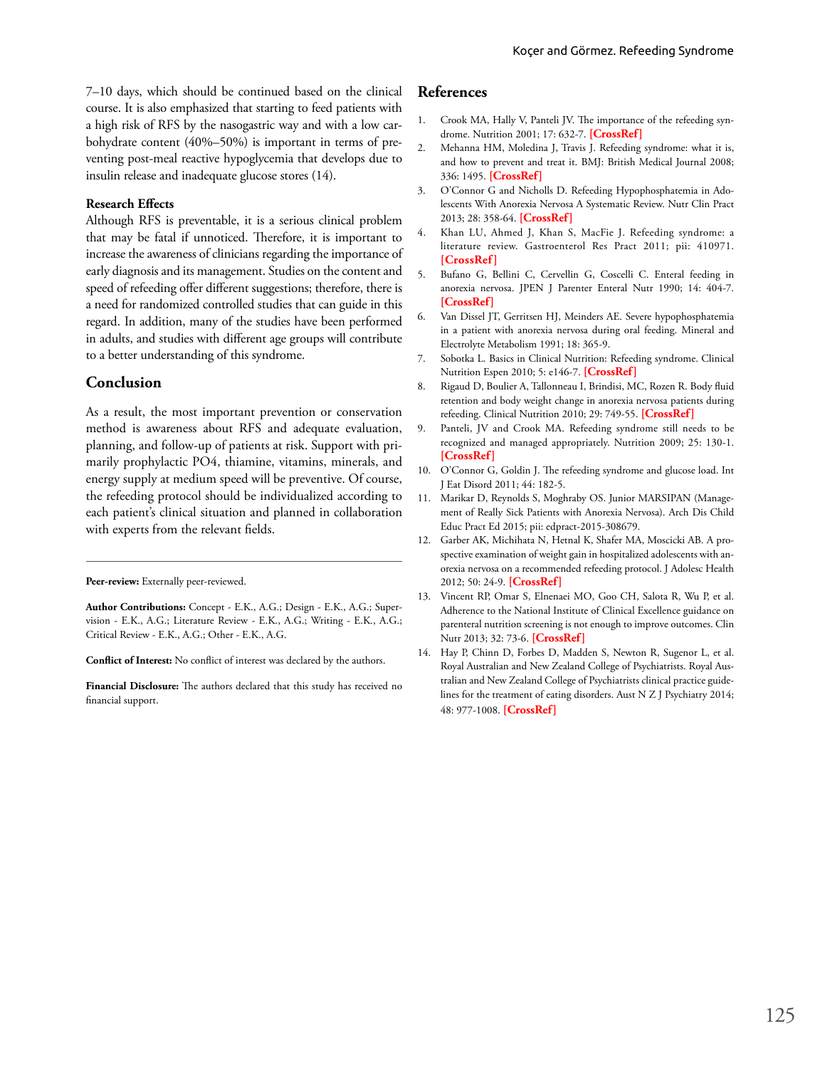7–10 days, which should be continued based on the clinical course. It is also emphasized that starting to feed patients with a high risk of RFS by the nasogastric way and with a low carbohydrate content (40%–50%) is important in terms of preventing post-meal reactive hypoglycemia that develops due to insulin release and inadequate glucose stores (14).

### Research Effects

Although RFS is preventable, it is a serious clinical problem that may be fatal if unnoticed. Therefore, it is important to increase the awareness of clinicians regarding the importance of early diagnosis and its management. Studies on the content and speed of refeeding offer different suggestions; therefore, there is a need for randomized controlled studies that can guide in this regard. In addition, many of the studies have been performed in adults, and studies with different age groups will contribute to a better understanding of this syndrome.

## Conclusion

As a result, the most important prevention or conservation method is awareness about RFS and adequate evaluation, planning, and follow-up of patients at risk. Support with primarily prophylactic PO4, thiamine, vitamins, minerals, and energy supply at medium speed will be preventive. Of course, the refeeding protocol should be individualized according to each patient's clinical situation and planned in collaboration with experts from the relevant fields.

---

**Peer-review:** Externally peer-reviewed.

**Author Contributions:** Concept - E.K., A.G.; Design - E.K., A.G.; Supervision - E.K., A.G.; Literature Review - E.K., A.G.; Writing - E.K., A.G.; Critical Review - E.K., A.G.; Other - E.K., A.G.

**Conflict of Interest:** No conflict of interest was declared by the authors.

**Financial Disclosure:** The authors declared that this study has received no financial support.

## References

1. Crook MA, Hally V, Panteli JV. The importance of the refeeding syndrome. Nutrition 2001; 17: 632-7. [CrossRef]
2. Mehanna HM, Moledina J, Travis J. Refeeding syndrome: what it is, and how to prevent and treat it. BMJ: British Medical Journal 2008; 336: 1495. [CrossRef]
3. O'Connor G and Nicholls D. Refeeding Hypophosphatemia in Adolescents With Anorexia Nervosa A Systematic Review. Nutr Clin Pract 2013; 28: 358-64. [CrossRef]
4. Khan LU, Ahmed J, Khan S, MacFie J. Refeeding syndrome: a literature review. Gastroenterol Res Pract 2011; pii: 410971. [CrossRef]
5. Bufano G, Bellini C, Cervellin G, Coscelli C. Enteral feeding in anorexia nervosa. JPEN J Parenter Enteral Nutr 1990; 14: 404-7. [CrossRef]
6. Van Dissel JT, Gerritsen HJ, Meinders AE. Severe hypophosphatemia in a patient with anorexia nervosa during oral feeding. Mineral and Electrolyte Metabolism 1991; 18: 365-9.
7. Sobotka L. Basics in Clinical Nutrition: Refeeding syndrome. Clinical Nutrition Espen 2010; 5: e146-7. [CrossRef]
8. Rigaud D, Boulier A, Tallonneau I, Brindisi, MC, Rozen R. Body fluid retention and body weight change in anorexia nervosa patients during refeeding. Clinical Nutrition 2010; 29: 749-55. [CrossRef]
9. Panteli, JV and Crook MA. Refeeding syndrome still needs to be recognized and managed appropriately. Nutrition 2009; 25: 130-1. [CrossRef]
10. O'Connor G, Goldin J. The refeeding syndrome and glucose load. Int J Eat Disord 2011; 44: 182-5.
11. Marikar D, Reynolds S, Moghraby OS. Junior MARSIPAN (Management of Really Sick Patients with Anorexia Nervosa). Arch Dis Child Educ Pract Ed 2015; pii: edpract-2015-308679.
12. Garber AK, Michihata N, Hetnal K, Shafer MA, Moscicki AB. A prospective examination of weight gain in hospitalized adolescents with anorexia nervosa on a recommended refeeding protocol. J Adolesc Health 2012; 50: 24-9. [CrossRef]
13. Vincent RP, Omar S, Elnenaei MO, Goo CH, Salota R, Wu P, et al. Adherence to the National Institute of Clinical Excellence guidance on parenteral nutrition screening is not enough to improve outcomes. Clin Nutr 2013; 32: 73-6. [CrossRef]
14. Hay P, Chinn D, Forbes D, Madden S, Newton R, Sugenor L, et al. Royal Australian and New Zealand College of Psychiatrists. Royal Australian and New Zealand College of Psychiatrists clinical practice guidelines for the treatment of eating disorders. Aust N Z J Psychiatry 2014; 48: 977-1008. [CrossRef]